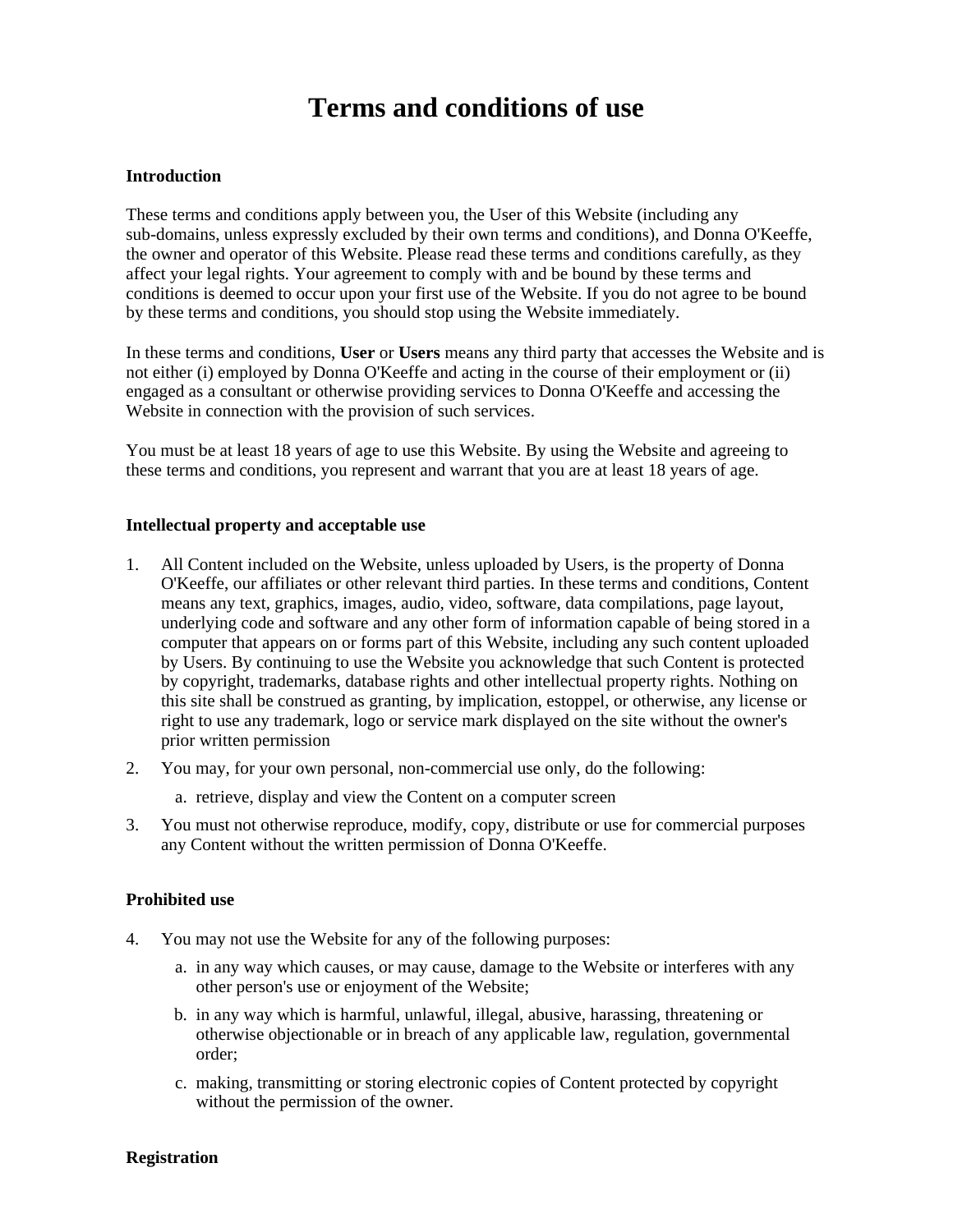# Terms and conditions of use

### Introduction

These terms and conditions apply between you, the User of this Website (including any sub-domains, unless expressly excluded by their own terms and conditions), and Donna O'Keeffe, the owner and operator of this Website. Please read these terms and conditions carefully, as they affect your legal rights. Your agreement to comply with and be bound by these terms and conditions is deemed to occur upon your first use of the Website. If you do not agree to be bound by these terms and conditions, you should stop using the Website immediately.

In these terms and conditions, **User** or **Users** means any third party that accesses the Website and is not either (i) employed by Donna O'Keeffe and acting in the course of their employment or (ii) engaged as a consultant or otherwise providing services to Donna O'Keeffe and accessing the Website in connection with the provision of such services.

You must be at least 18 years of age to use this Website. By using the Website and agreeing to these terms and conditions, you represent and warrant that you are at least 18 years of age.

### Intellectual property and acceptable use

1. All Content included on the Website, unless uploaded by Users, is the property of Donna O'Keeffe, our affiliates or other relevant third parties. In these terms and conditions, Content means any text, graphics, images, audio, video, software, data compilations, page layout, underlying code and software and any other form of information capable of being stored in a computer that appears on or forms part of this Website, including any such content uploaded by Users. By continuing to use the Website you acknowledge that such Content is protected by copyright, trademarks, database rights and other intellectual property rights. Nothing on this site shall be construed as granting, by implication, estoppel, or otherwise, any license or right to use any trademark, logo or service mark displayed on the site without the owner's prior written permission
2. You may, for your own personal, non-commercial use only, do the following:
    a. retrieve, display and view the Content on a computer screen
3. You must not otherwise reproduce, modify, copy, distribute or use for commercial purposes any Content without the written permission of Donna O'Keeffe.

### Prohibited use

4. You may not use the Website for any of the following purposes:
    a. in any way which causes, or may cause, damage to the Website or interferes with any other person's use or enjoyment of the Website;
    b. in any way which is harmful, unlawful, illegal, abusive, harassing, threatening or otherwise objectionable or in breach of any applicable law, regulation, governmental order;
    c. making, transmitting or storing electronic copies of Content protected by copyright without the permission of the owner.

### Registration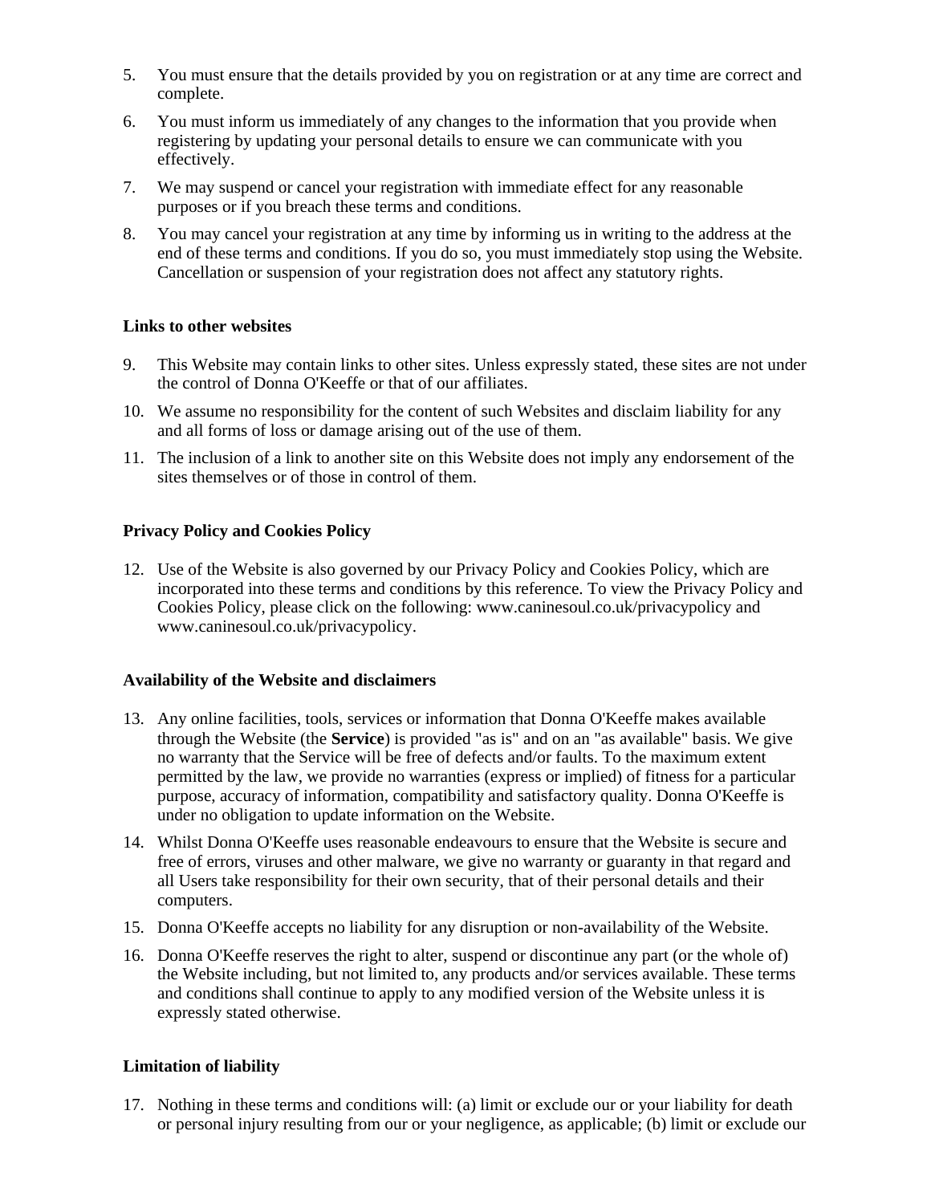5. You must ensure that the details provided by you on registration or at any time are correct and complete.
6. You must inform us immediately of any changes to the information that you provide when registering by updating your personal details to ensure we can communicate with you effectively.
7. We may suspend or cancel your registration with immediate effect for any reasonable purposes or if you breach these terms and conditions.
8. You may cancel your registration at any time by informing us in writing to the address at the end of these terms and conditions. If you do so, you must immediately stop using the Website. Cancellation or suspension of your registration does not affect any statutory rights.

**Links to other websites**

9. This Website may contain links to other sites. Unless expressly stated, these sites are not under the control of Donna O'Keeffe or that of our affiliates.
10. We assume no responsibility for the content of such Websites and disclaim liability for any and all forms of loss or damage arising out of the use of them.
11. The inclusion of a link to another site on this Website does not imply any endorsement of the sites themselves or of those in control of them.

**Privacy Policy and Cookies Policy**

12. Use of the Website is also governed by our Privacy Policy and Cookies Policy, which are incorporated into these terms and conditions by this reference. To view the Privacy Policy and Cookies Policy, please click on the following: www.caninesoul.co.uk/privacypolicy and www.caninesoul.co.uk/privacypolicy.

**Availability of the Website and disclaimers**

13. Any online facilities, tools, services or information that Donna O'Keeffe makes available through the Website (the **Service**) is provided "as is" and on an "as available" basis. We give no warranty that the Service will be free of defects and/or faults. To the maximum extent permitted by the law, we provide no warranties (express or implied) of fitness for a particular purpose, accuracy of information, compatibility and satisfactory quality. Donna O'Keeffe is under no obligation to update information on the Website.
14. Whilst Donna O'Keeffe uses reasonable endeavours to ensure that the Website is secure and free of errors, viruses and other malware, we give no warranty or guaranty in that regard and all Users take responsibility for their own security, that of their personal details and their computers.
15. Donna O'Keeffe accepts no liability for any disruption or non-availability of the Website.
16. Donna O'Keeffe reserves the right to alter, suspend or discontinue any part (or the whole of) the Website including, but not limited to, any products and/or services available. These terms and conditions shall continue to apply to any modified version of the Website unless it is expressly stated otherwise.

**Limitation of liability**

17. Nothing in these terms and conditions will: (a) limit or exclude our or your liability for death or personal injury resulting from our or your negligence, as applicable; (b) limit or exclude our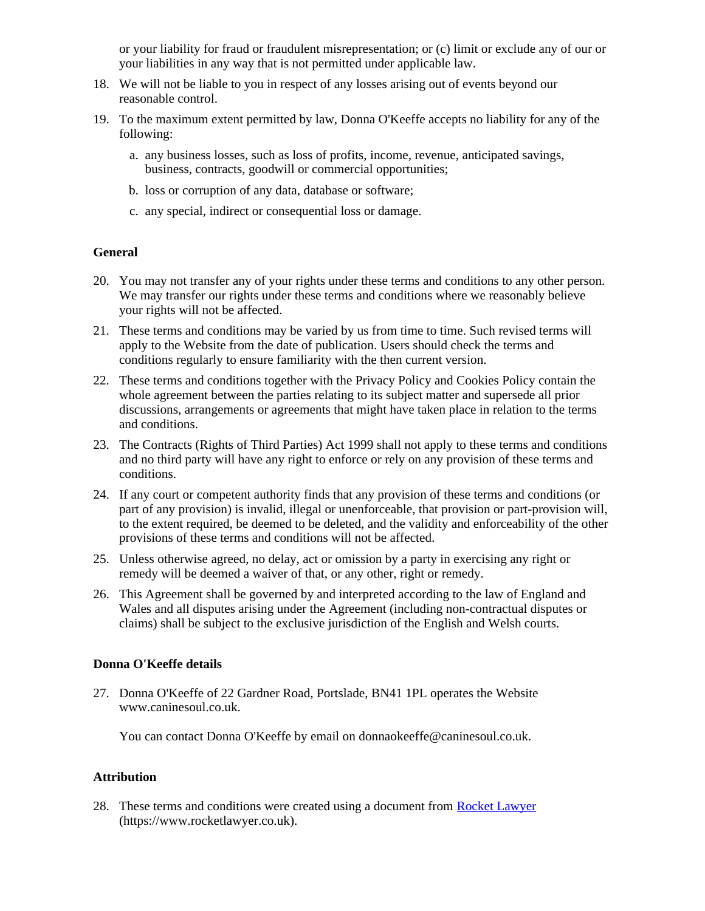or your liability for fraud or fraudulent misrepresentation; or (c) limit or exclude any of our or your liabilities in any way that is not permitted under applicable law.

18. We will not be liable to you in respect of any losses arising out of events beyond our reasonable control.

19. To the maximum extent permitted by law, Donna O'Keeffe accepts no liability for any of the following:

    a. any business losses, such as loss of profits, income, revenue, anticipated savings, business, contracts, goodwill or commercial opportunities;

    b. loss or corruption of any data, database or software;

    c. any special, indirect or consequential loss or damage.

**General**

20. You may not transfer any of your rights under these terms and conditions to any other person. We may transfer our rights under these terms and conditions where we reasonably believe your rights will not be affected.

21. These terms and conditions may be varied by us from time to time. Such revised terms will apply to the Website from the date of publication. Users should check the terms and conditions regularly to ensure familiarity with the then current version.

22. These terms and conditions together with the Privacy Policy and Cookies Policy contain the whole agreement between the parties relating to its subject matter and supersede all prior discussions, arrangements or agreements that might have taken place in relation to the terms and conditions.

23. The Contracts (Rights of Third Parties) Act 1999 shall not apply to these terms and conditions and no third party will have any right to enforce or rely on any provision of these terms and conditions.

24. If any court or competent authority finds that any provision of these terms and conditions (or part of any provision) is invalid, illegal or unenforceable, that provision or part-provision will, to the extent required, be deemed to be deleted, and the validity and enforceability of the other provisions of these terms and conditions will not be affected.

25. Unless otherwise agreed, no delay, act or omission by a party in exercising any right or remedy will be deemed a waiver of that, or any other, right or remedy.

26. This Agreement shall be governed by and interpreted according to the law of England and Wales and all disputes arising under the Agreement (including non-contractual disputes or claims) shall be subject to the exclusive jurisdiction of the English and Welsh courts.

**Donna O'Keeffe details**

27. Donna O'Keeffe of 22 Gardner Road, Portslade, BN41 1PL operates the Website www.caninesoul.co.uk.

    You can contact Donna O'Keeffe by email on donnaokeeffe@caninesoul.co.uk.

**Attribution**

28. These terms and conditions were created using a document from [Rocket Lawyer](https://www.rocketlawyer.co.uk) (https://www.rocketlawyer.co.uk).